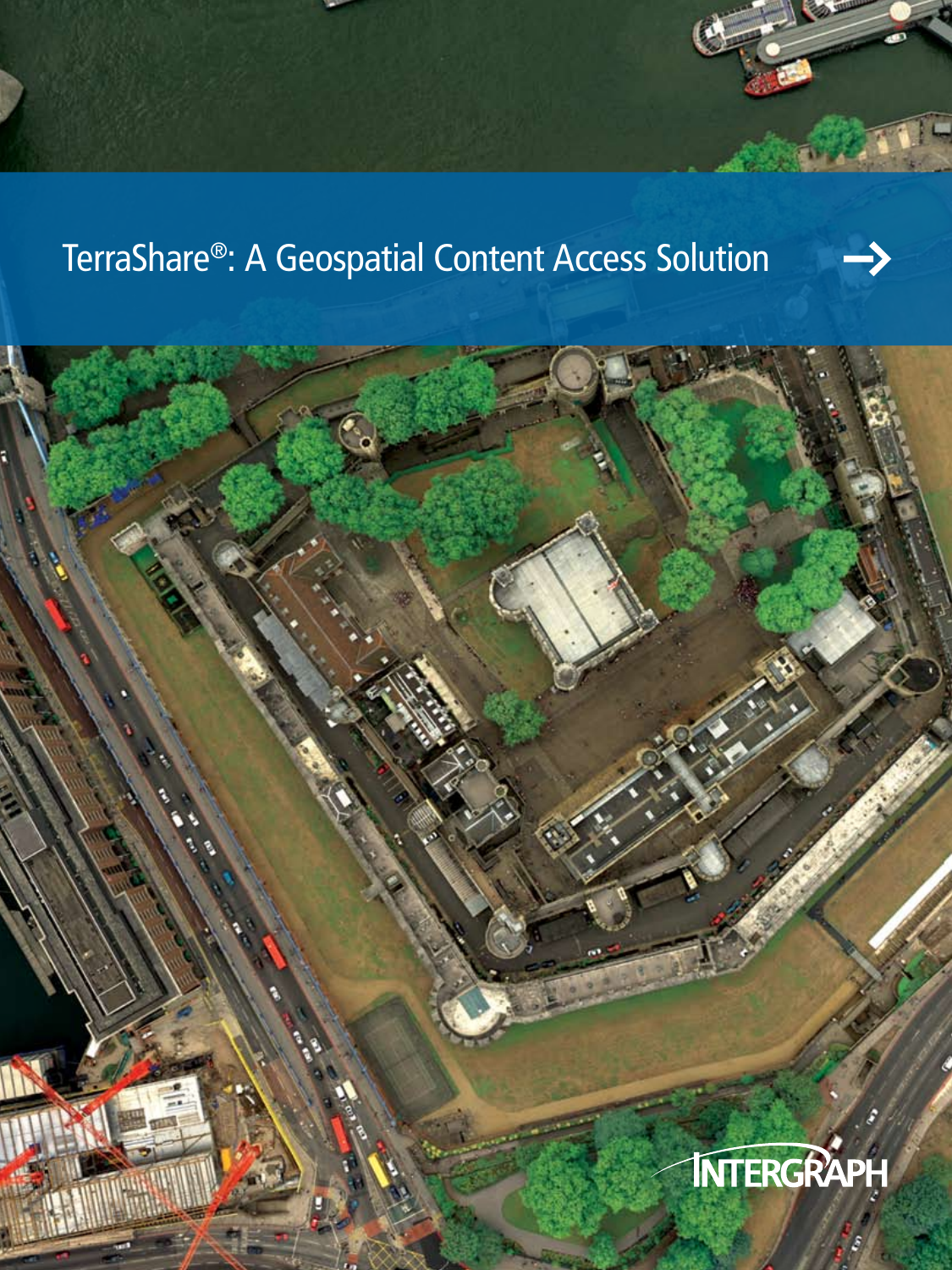# TerraShare®: A Geospatial Content Access Solution

INTERGRAPH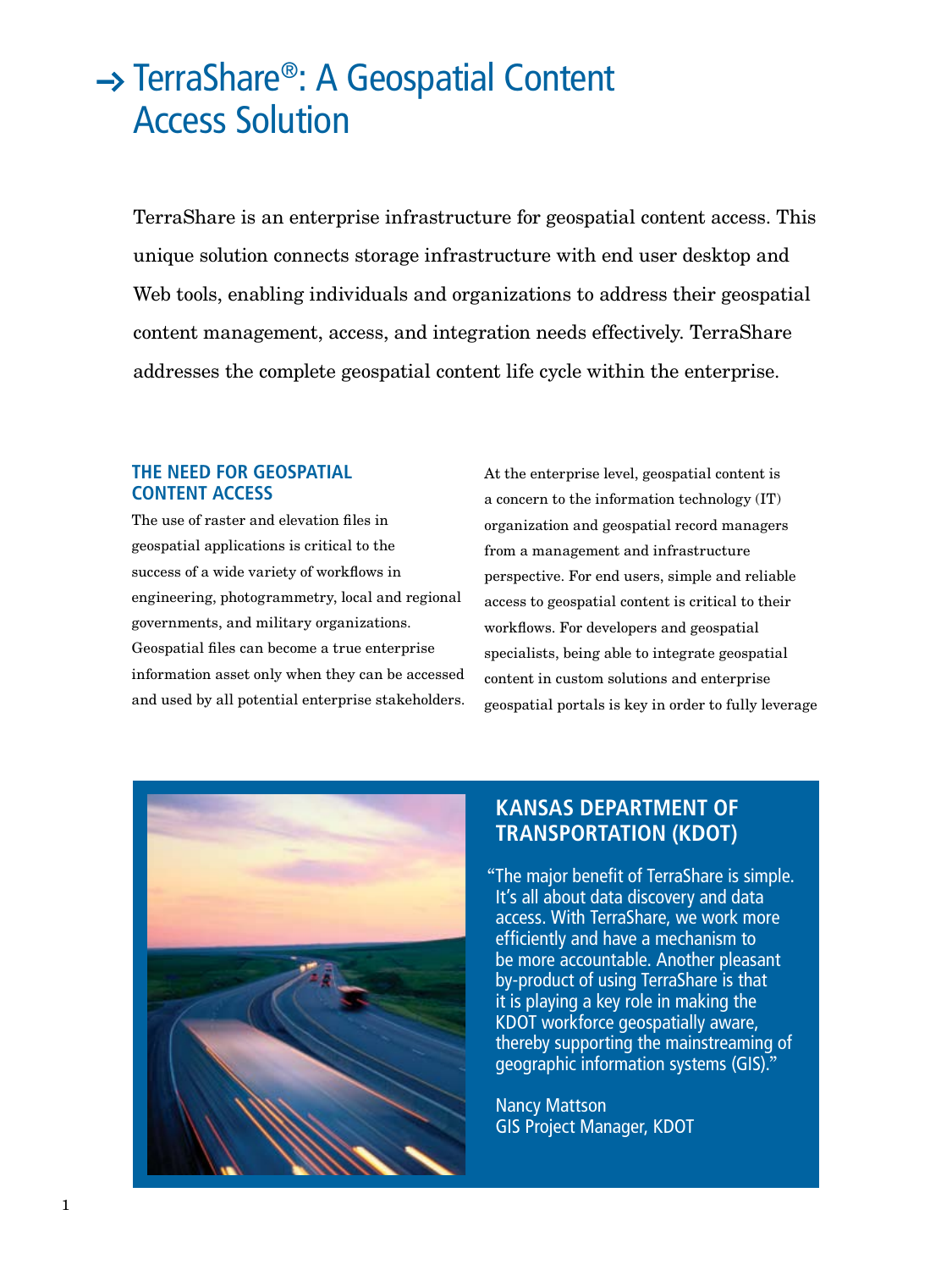# → TerraShare®: A Geospatial Content Access Solution

TerraShare is an enterprise infrastructure for geospatial content access. This unique solution connects storage infrastructure with end user desktop and Web tools, enabling individuals and organizations to address their geospatial content management, access, and integration needs effectively. TerraShare addresses the complete geospatial content life cycle within the enterprise.

## THE NEED FOR GEOSPATIAL CONTENT ACCESS

The use of raster and elevation files in geospatial applications is critical to the success of a wide variety of workflows in engineering, photogrammetry, local and regional governments, and military organizations. Geospatial files can become a true enterprise information asset only when they can be accessed and used by all potential enterprise stakeholders.

At the enterprise level, geospatial content is a concern to the information technology (IT) organization and geospatial record managers from a management and infrastructure perspective. For end users, simple and reliable access to geospatial content is critical to their workflows. For developers and geospatial specialists, being able to integrate geospatial content in custom solutions and enterprise geospatial portals is key in order to fully leverage

## KANSAS DEPARTMENT OF TRANSPORTATION (KDOT)

"The major benefit of TerraShare is simple. It's all about data discovery and data access. With TerraShare, we work more efficiently and have a mechanism to be more accountable. Another pleasant by-product of using TerraShare is that it is playing a key role in making the KDOT workforce geospatially aware, thereby supporting the mainstreaming of geographic information systems (GIS)."

Nancy Mattson
GIS Project Manager, KDOT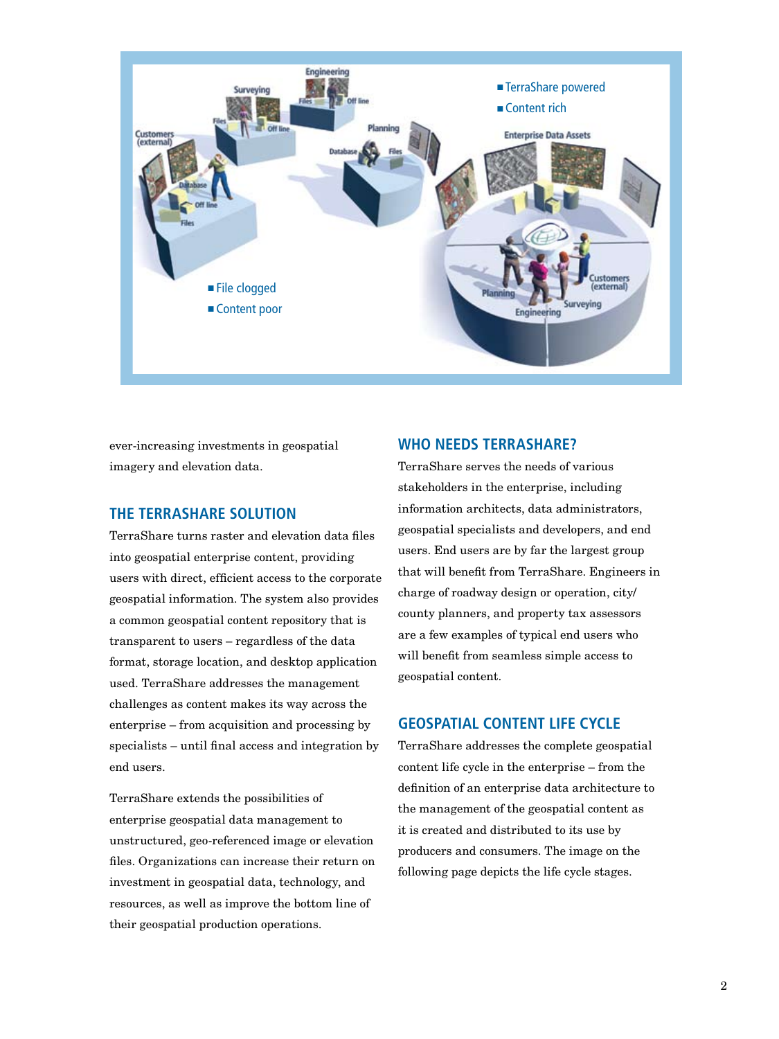ever-increasing investments in geospatial imagery and elevation data.

## THE TERRASHARE SOLUTION

TerraShare turns raster and elevation data files into geospatial enterprise content, providing users with direct, efficient access to the corporate geospatial information. The system also provides a common geospatial content repository that is transparent to users – regardless of the data format, storage location, and desktop application used. TerraShare addresses the management challenges as content makes its way across the enterprise – from acquisition and processing by specialists – until final access and integration by end users.

TerraShare extends the possibilities of enterprise geospatial data management to unstructured, geo-referenced image or elevation files. Organizations can increase their return on investment in geospatial data, technology, and resources, as well as improve the bottom line of their geospatial production operations.

## WHO NEEDS TERRASHARE?

TerraShare serves the needs of various stakeholders in the enterprise, including information architects, data administrators, geospatial specialists and developers, and end users. End users are by far the largest group that will benefit from TerraShare. Engineers in charge of roadway design or operation, city/county planners, and property tax assessors are a few examples of typical end users who will benefit from seamless simple access to geospatial content.

## GEOSPATIAL CONTENT LIFE CYCLE

TerraShare addresses the complete geospatial content life cycle in the enterprise – from the definition of an enterprise data architecture to the management of the geospatial content as it is created and distributed to its use by producers and consumers. The image on the following page depicts the life cycle stages.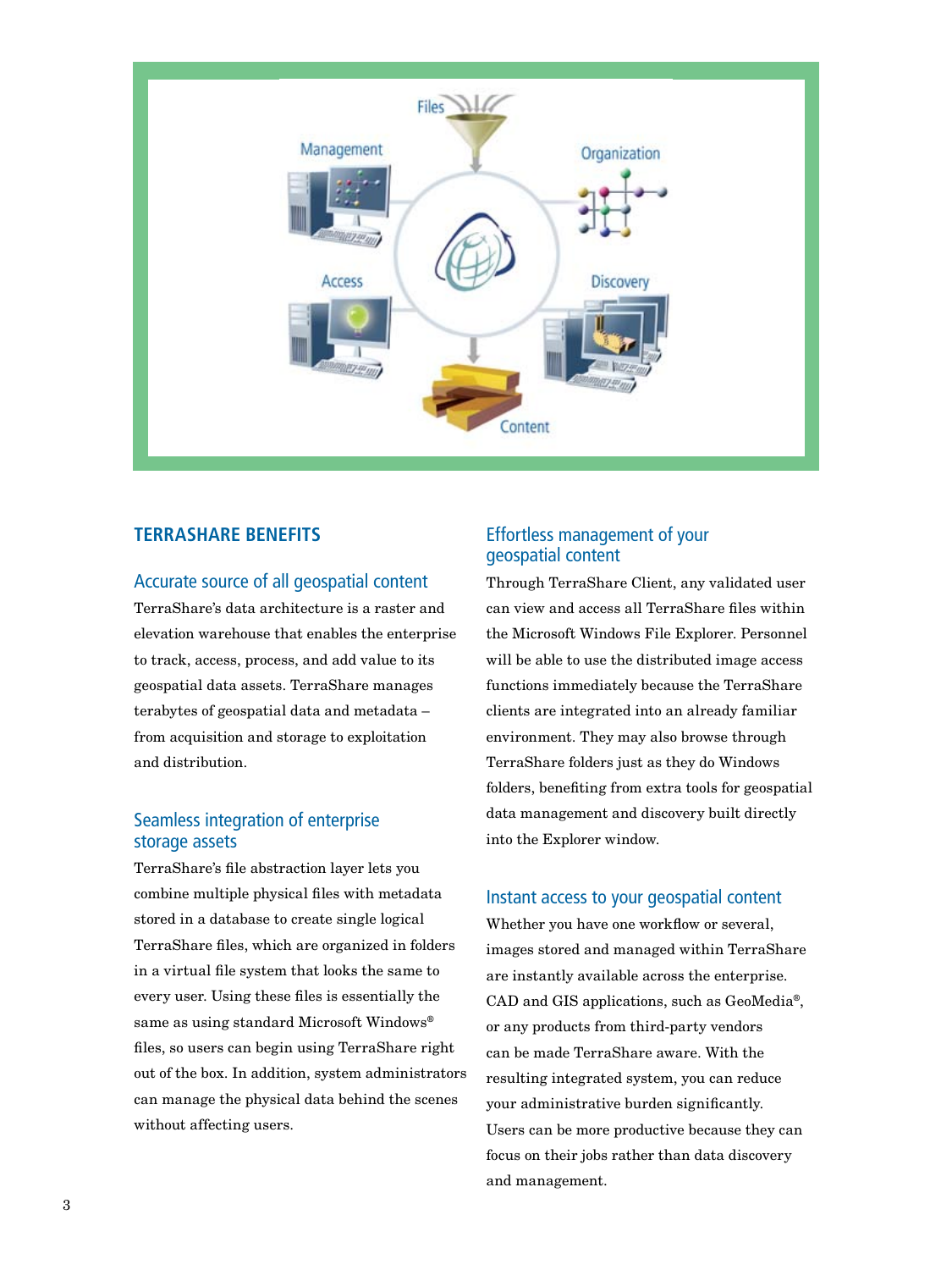## TERRASHARE BENEFITS

### Accurate source of all geospatial content

TerraShare's data architecture is a raster and elevation warehouse that enables the enterprise to track, access, process, and add value to its geospatial data assets. TerraShare manages terabytes of geospatial data and metadata – from acquisition and storage to exploitation and distribution.

### Seamless integration of enterprise storage assets

TerraShare's file abstraction layer lets you combine multiple physical files with metadata stored in a database to create single logical TerraShare files, which are organized in folders in a virtual file system that looks the same to every user. Using these files is essentially the same as using standard Microsoft Windows® files, so users can begin using TerraShare right out of the box. In addition, system administrators can manage the physical data behind the scenes without affecting users.

### Effortless management of your geospatial content

Through TerraShare Client, any validated user can view and access all TerraShare files within the Microsoft Windows File Explorer. Personnel will be able to use the distributed image access functions immediately because the TerraShare clients are integrated into an already familiar environment. They may also browse through TerraShare folders just as they do Windows folders, benefiting from extra tools for geospatial data management and discovery built directly into the Explorer window.

### Instant access to your geospatial content

Whether you have one workflow or several, images stored and managed within TerraShare are instantly available across the enterprise. CAD and GIS applications, such as GeoMedia®, or any products from third-party vendors can be made TerraShare aware. With the resulting integrated system, you can reduce your administrative burden significantly. Users can be more productive because they can focus on their jobs rather than data discovery and management.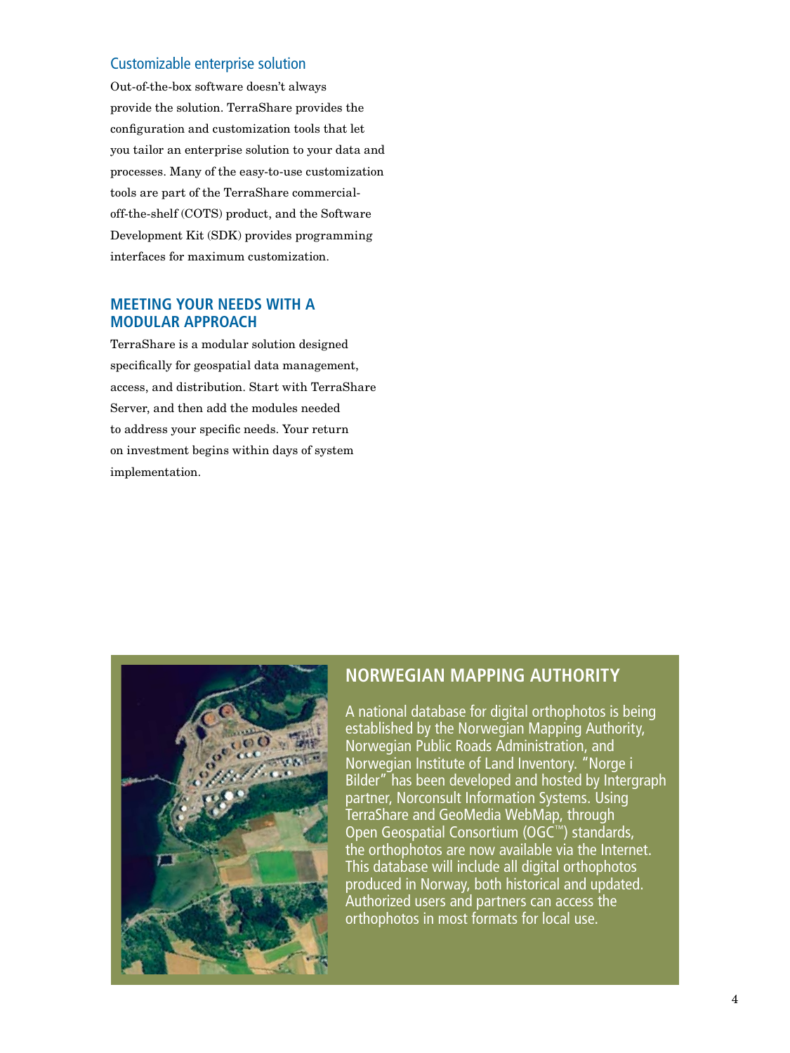### Customizable enterprise solution

Out-of-the-box software doesn't always provide the solution. TerraShare provides the configuration and customization tools that let you tailor an enterprise solution to your data and processes. Many of the easy-to-use customization tools are part of the TerraShare commercial-off-the-shelf (COTS) product, and the Software Development Kit (SDK) provides programming interfaces for maximum customization.

## MEETING YOUR NEEDS WITH A MODULAR APPROACH

TerraShare is a modular solution designed specifically for geospatial data management, access, and distribution. Start with TerraShare Server, and then add the modules needed to address your specific needs. Your return on investment begins within days of system implementation.

## NORWEGIAN MAPPING AUTHORITY

A national database for digital orthophotos is being established by the Norwegian Mapping Authority, Norwegian Public Roads Administration, and Norwegian Institute of Land Inventory. "Norge i Bilder" has been developed and hosted by Intergraph partner, Norconsult Information Systems. Using TerraShare and GeoMedia WebMap, through Open Geospatial Consortium (OGC™) standards, the orthophotos are now available via the Internet. This database will include all digital orthophotos produced in Norway, both historical and updated. Authorized users and partners can access the orthophotos in most formats for local use.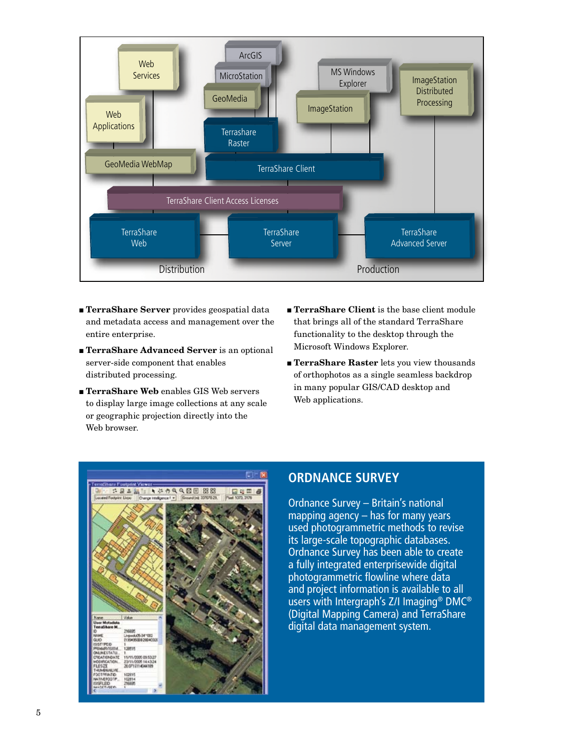- **TerraShare Server** provides geospatial data and metadata access and management over the entire enterprise.
- **TerraShare Advanced Server** is an optional server-side component that enables distributed processing.
- **TerraShare Web** enables GIS Web servers to display large image collections at any scale or geographic projection directly into the Web browser.
- **TerraShare Client** is the base client module that brings all of the standard TerraShare functionality to the desktop through the Microsoft Windows Explorer.
- **TerraShare Raster** lets you view thousands of orthophotos as a single seamless backdrop in many popular GIS/CAD desktop and Web applications.

## ORDNANCE SURVEY

Ordnance Survey – Britain's national mapping agency – has for many years used photogrammetric methods to revise its large-scale topographic databases. Ordnance Survey has been able to create a fully integrated enterprisewide digital photogrammetric flowline where data and project information is available to all users with Intergraph's Z/I Imaging® DMC® (Digital Mapping Camera) and TerraShare digital data management system.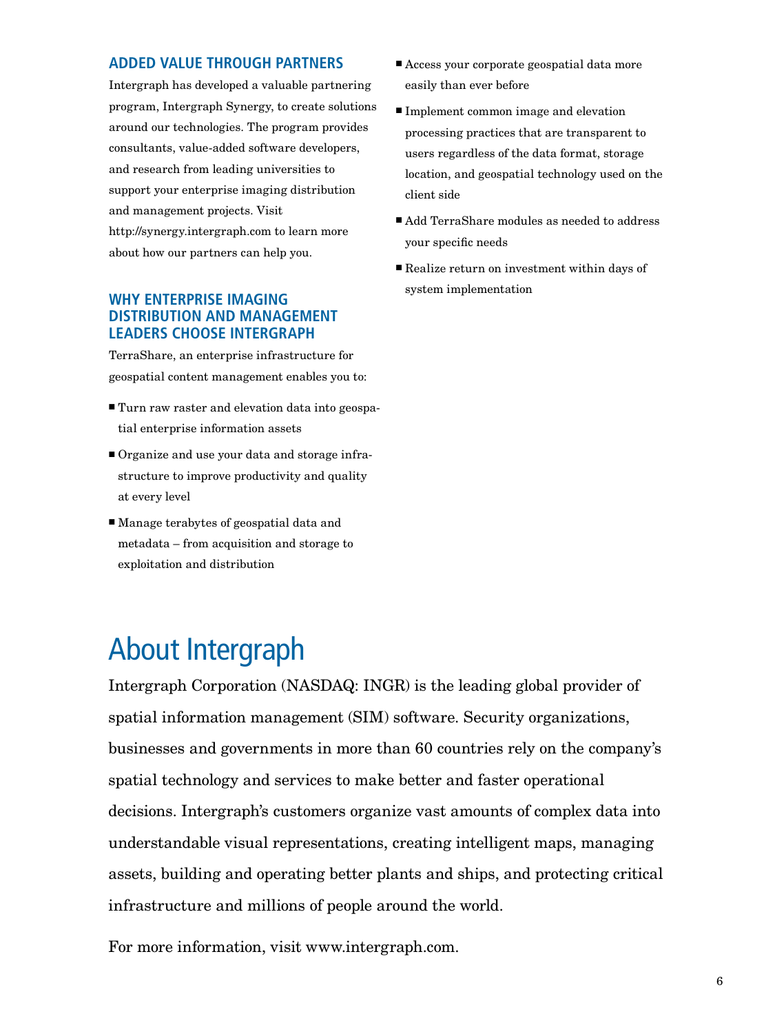## ADDED VALUE THROUGH PARTNERS

Intergraph has developed a valuable partnering program, Intergraph Synergy, to create solutions around our technologies. The program provides consultants, value-added software developers, and research from leading universities to support your enterprise imaging distribution and management projects. Visit http://synergy.intergraph.com to learn more about how our partners can help you.

## WHY ENTERPRISE IMAGING DISTRIBUTION AND MANAGEMENT LEADERS CHOOSE INTERGRAPH

TerraShare, an enterprise infrastructure for geospatial content management enables you to:

- Turn raw raster and elevation data into geospatial enterprise information assets
- Organize and use your data and storage infrastructure to improve productivity and quality at every level
- Manage terabytes of geospatial data and metadata – from acquisition and storage to exploitation and distribution
- Access your corporate geospatial data more easily than ever before
- Implement common image and elevation processing practices that are transparent to users regardless of the data format, storage location, and geospatial technology used on the client side
- Add TerraShare modules as needed to address your specific needs
- Realize return on investment within days of system implementation

# About Intergraph

Intergraph Corporation (NASDAQ: INGR) is the leading global provider of spatial information management (SIM) software. Security organizations, businesses and governments in more than 60 countries rely on the company's spatial technology and services to make better and faster operational decisions. Intergraph's customers organize vast amounts of complex data into understandable visual representations, creating intelligent maps, managing assets, building and operating better plants and ships, and protecting critical infrastructure and millions of people around the world.

For more information, visit www.intergraph.com.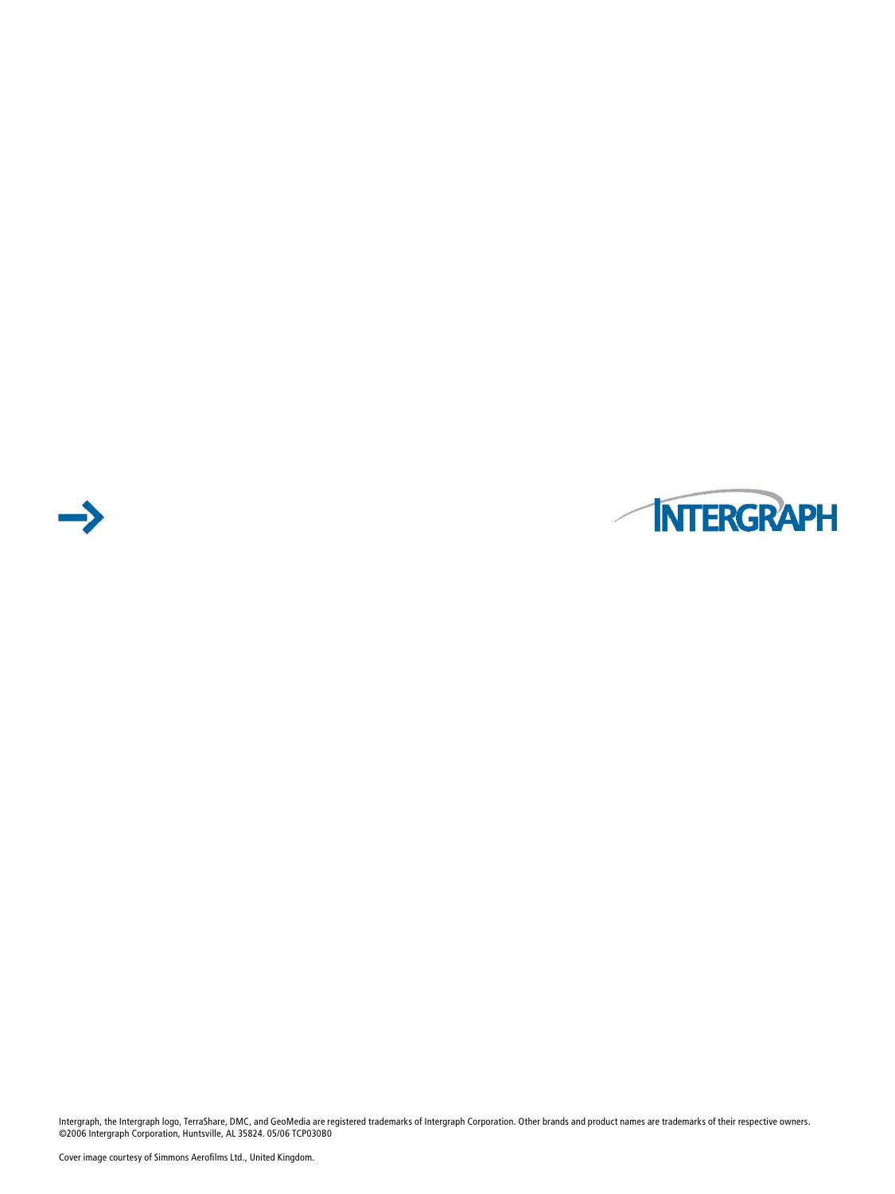Intergraph, the Intergraph logo, TerraShare, DMC, and GeoMedia are registered trademarks of Intergraph Corporation. Other brands and product names are trademarks of their respective owners.
©2006 Intergraph Corporation, Huntsville, AL 35824. 05/06 TCP030B0

Cover image courtesy of Simmons Aerofilms Ltd., United Kingdom.